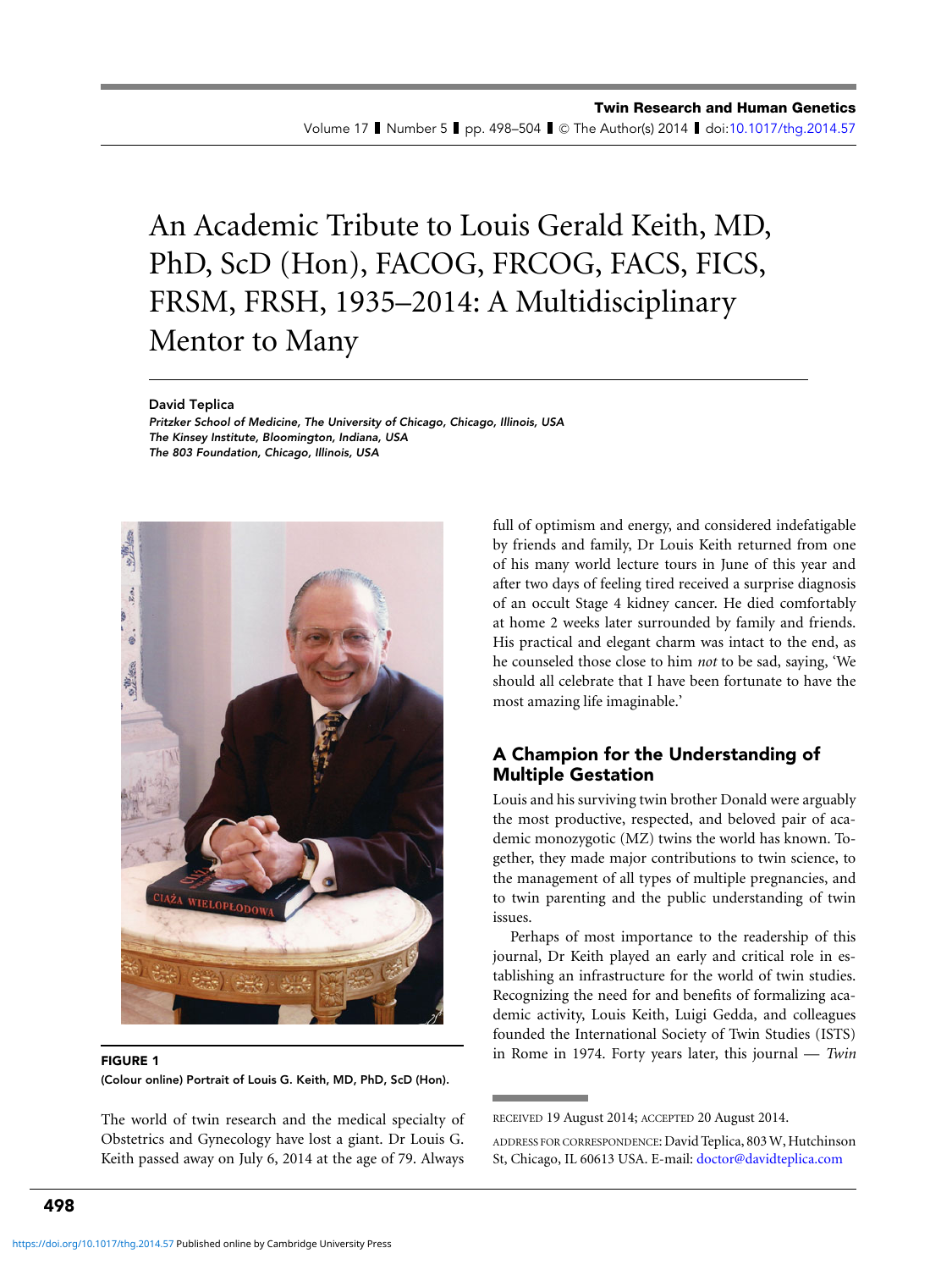# An Academic Tribute to Louis Gerald Keith, MD, PhD, ScD (Hon), FACOG, FRCOG, FACS, FICS, FRSM, FRSH, 1935–2014: A Multidisciplinary Mentor to Many

**David Teplica**

*Pritzker School of Medicine, The University of Chicago, Chicago, Illinois, USA*
*The Kinsey Institute, Bloomington, Indiana, USA*
*The 803 Foundation, Chicago, Illinois, USA*

**FIGURE 1**
(Colour online) Portrait of Louis G. Keith, MD, PhD, ScD (Hon).

The world of twin research and the medical specialty of Obstetrics and Gynecology have lost a giant. Dr Louis G. Keith passed away on July 6, 2014 at the age of 79. Always full of optimism and energy, and considered indefatigable by friends and family, Dr Louis Keith returned from one of his many world lecture tours in June of this year and after two days of feeling tired received a surprise diagnosis of an occult Stage 4 kidney cancer. He died comfortably at home 2 weeks later surrounded by family and friends. His practical and elegant charm was intact to the end, as he counseled those close to him *not* to be sad, saying, 'We should all celebrate that I have been fortunate to have the most amazing life imaginable.'

## A Champion for the Understanding of Multiple Gestation

Louis and his surviving twin brother Donald were arguably the most productive, respected, and beloved pair of academic monozygotic (MZ) twins the world has known. Together, they made major contributions to twin science, to the management of all types of multiple pregnancies, and to twin parenting and the public understanding of twin issues.

Perhaps of most importance to the readership of this journal, Dr Keith played an early and critical role in establishing an infrastructure for the world of twin studies. Recognizing the need for and benefits of formalizing academic activity, Louis Keith, Luigi Gedda, and colleagues founded the International Society of Twin Studies (ISTS) in Rome in 1974. Forty years later, this journal — *Twin*

RECEIVED 19 August 2014; ACCEPTED 20 August 2014.

ADDRESS FOR CORRESPONDENCE: David Teplica, 803 W, Hutchinson St, Chicago, IL 60613 USA. E-mail: doctor@davidteplica.com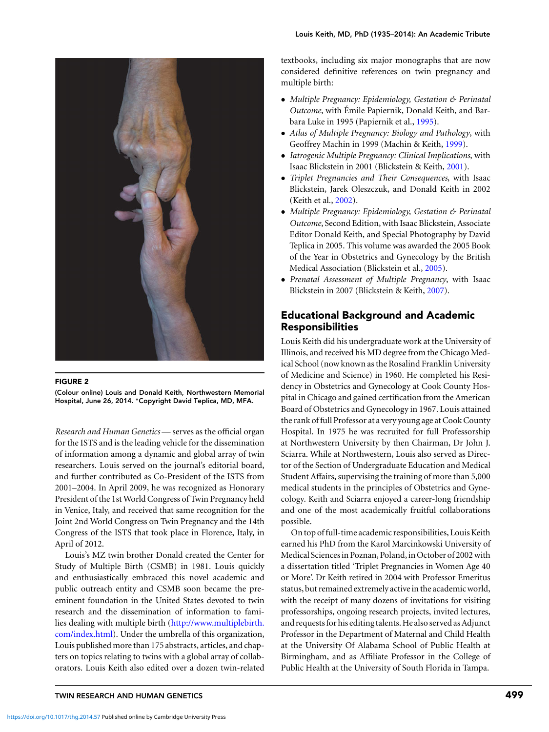**FIGURE 2**
(Colour online) Louis and Donald Keith, Northwestern Memorial Hospital, June 26, 2014. *Copyright David Teplica, MD, MFA.

*Research and Human Genetics* — serves as the official organ for the ISTS and is the leading vehicle for the dissemination of information among a dynamic and global array of twin researchers. Louis served on the journal's editorial board, and further contributed as Co-President of the ISTS from 2001–2004. In April 2009, he was recognized as Honorary President of the 1st World Congress of Twin Pregnancy held in Venice, Italy, and received that same recognition for the Joint 2nd World Congress on Twin Pregnancy and the 14th Congress of the ISTS that took place in Florence, Italy, in April of 2012.

Louis's MZ twin brother Donald created the Center for Study of Multiple Birth (CSMB) in 1981. Louis quickly and enthusiastically embraced this novel academic and public outreach entity and CSMB soon became the preeminent foundation in the United States devoted to twin research and the dissemination of information to families dealing with multiple birth (http://www.multiplebirth.com/index.html). Under the umbrella of this organization, Louis published more than 175 abstracts, articles, and chapters on topics relating to twins with a global array of collaborators. Louis Keith also edited over a dozen twin-related textbooks, including six major monographs that are now considered definitive references on twin pregnancy and multiple birth:

- *Multiple Pregnancy: Epidemiology, Gestation & Perinatal Outcome*, with Émile Papiernik, Donald Keith, and Barbara Luke in 1995 (Papiernik et al., 1995).
- *Atlas of Multiple Pregnancy: Biology and Pathology*, with Geoffrey Machin in 1999 (Machin & Keith, 1999).
- *Iatrogenic Multiple Pregnancy: Clinical Implications*, with Isaac Blickstein in 2001 (Blickstein & Keith, 2001).
- *Triplet Pregnancies and Their Consequences*, with Isaac Blickstein, Jarek Oleszczuk, and Donald Keith in 2002 (Keith et al., 2002).
- *Multiple Pregnancy: Epidemiology, Gestation & Perinatal Outcome*, Second Edition, with Isaac Blickstein, Associate Editor Donald Keith, and Special Photography by David Teplica in 2005. This volume was awarded the 2005 Book of the Year in Obstetrics and Gynecology by the British Medical Association (Blickstein et al., 2005).
- *Prenatal Assessment of Multiple Pregnancy*, with Isaac Blickstein in 2007 (Blickstein & Keith, 2007).

## Educational Background and Academic Responsibilities

Louis Keith did his undergraduate work at the University of Illinois, and received his MD degree from the Chicago Medical School (now known as the Rosalind Franklin University of Medicine and Science) in 1960. He completed his Residency in Obstetrics and Gynecology at Cook County Hospital in Chicago and gained certification from the American Board of Obstetrics and Gynecology in 1967. Louis attained the rank of full Professor at a very young age at Cook County Hospital. In 1975 he was recruited for full Professorship at Northwestern University by then Chairman, Dr John J. Sciarra. While at Northwestern, Louis also served as Director of the Section of Undergraduate Education and Medical Student Affairs, supervising the training of more than 5,000 medical students in the principles of Obstetrics and Gynecology. Keith and Sciarra enjoyed a career-long friendship and one of the most academically fruitful collaborations possible.

On top of full-time academic responsibilities, Louis Keith earned his PhD from the Karol Marcinkowski University of Medical Sciences in Poznan, Poland, in October of 2002 with a dissertation titled 'Triplet Pregnancies in Women Age 40 or More'. Dr Keith retired in 2004 with Professor Emeritus status, but remained extremely active in the academic world, with the receipt of many dozens of invitations for visiting professorships, ongoing research projects, invited lectures, and requests for his editing talents. He also served as Adjunct Professor in the Department of Maternal and Child Health at the University Of Alabama School of Public Health at Birmingham, and as Affiliate Professor in the College of Public Health at the University of South Florida in Tampa.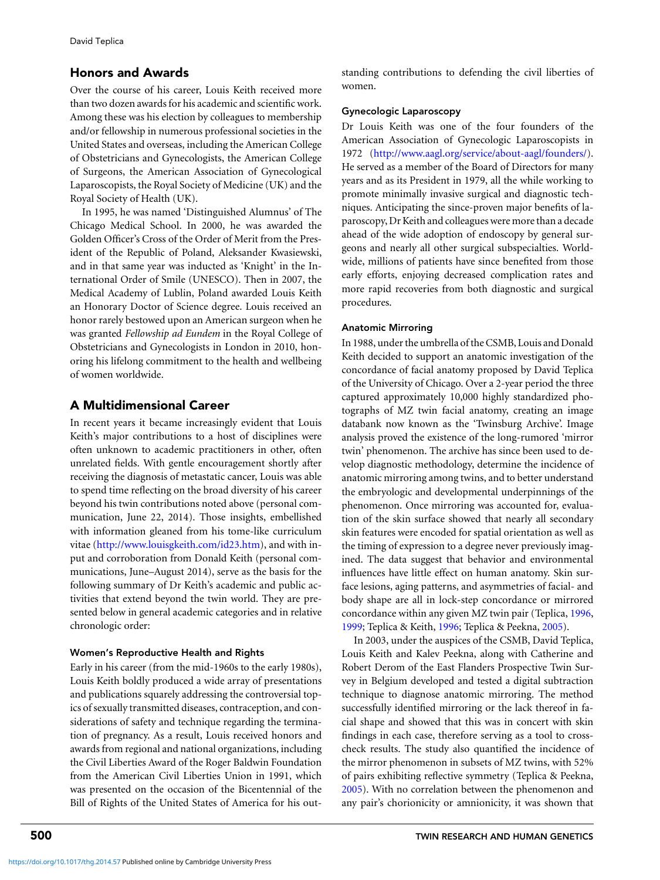## Honors and Awards

Over the course of his career, Louis Keith received more than two dozen awards for his academic and scientific work. Among these was his election by colleagues to membership and/or fellowship in numerous professional societies in the United States and overseas, including the American College of Obstetricians and Gynecologists, the American College of Surgeons, the American Association of Gynecological Laparoscopists, the Royal Society of Medicine (UK) and the Royal Society of Health (UK).

In 1995, he was named 'Distinguished Alumnus' of The Chicago Medical School. In 2000, he was awarded the Golden Officer's Cross of the Order of Merit from the President of the Republic of Poland, Aleksander Kwasiewski, and in that same year was inducted as 'Knight' in the International Order of Smile (UNESCO). Then in 2007, the Medical Academy of Lublin, Poland awarded Louis Keith an Honorary Doctor of Science degree. Louis received an honor rarely bestowed upon an American surgeon when he was granted *Fellowship ad Eundem* in the Royal College of Obstetricians and Gynecologists in London in 2010, honoring his lifelong commitment to the health and wellbeing of women worldwide.

## A Multidimensional Career

In recent years it became increasingly evident that Louis Keith's major contributions to a host of disciplines were often unknown to academic practitioners in other, often unrelated fields. With gentle encouragement shortly after receiving the diagnosis of metastatic cancer, Louis was able to spend time reflecting on the broad diversity of his career beyond his twin contributions noted above (personal communication, June 22, 2014). Those insights, embellished with information gleaned from his tome-like curriculum vitae (http://www.louisgkeith.com/id23.htm), and with input and corroboration from Donald Keith (personal communications, June–August 2014), serve as the basis for the following summary of Dr Keith's academic and public activities that extend beyond the twin world. They are presented below in general academic categories and in relative chronologic order:

### Women's Reproductive Health and Rights

Early in his career (from the mid-1960s to the early 1980s), Louis Keith boldly produced a wide array of presentations and publications squarely addressing the controversial topics of sexually transmitted diseases, contraception, and considerations of safety and technique regarding the termination of pregnancy. As a result, Louis received honors and awards from regional and national organizations, including the Civil Liberties Award of the Roger Baldwin Foundation from the American Civil Liberties Union in 1991, which was presented on the occasion of the Bicentennial of the Bill of Rights of the United States of America for his outstanding contributions to defending the civil liberties of women.

### Gynecologic Laparoscopy

Dr Louis Keith was one of the four founders of the American Association of Gynecologic Laparoscopists in 1972 (http://www.aagl.org/service/about-aagl/founders/). He served as a member of the Board of Directors for many years and as its President in 1979, all the while working to promote minimally invasive surgical and diagnostic techniques. Anticipating the since-proven major benefits of laparoscopy, Dr Keith and colleagues were more than a decade ahead of the wide adoption of endoscopy by general surgeons and nearly all other surgical subspecialties. Worldwide, millions of patients have since benefited from those early efforts, enjoying decreased complication rates and more rapid recoveries from both diagnostic and surgical procedures.

### Anatomic Mirroring

In 1988, under the umbrella of the CSMB, Louis and Donald Keith decided to support an anatomic investigation of the concordance of facial anatomy proposed by David Teplica of the University of Chicago. Over a 2-year period the three captured approximately 10,000 highly standardized photographs of MZ twin facial anatomy, creating an image databank now known as the 'Twinsburg Archive'. Image analysis proved the existence of the long-rumored 'mirror twin' phenomenon. The archive has since been used to develop diagnostic methodology, determine the incidence of anatomic mirroring among twins, and to better understand the embryologic and developmental underpinnings of the phenomenon. Once mirroring was accounted for, evaluation of the skin surface showed that nearly all secondary skin features were encoded for spatial orientation as well as the timing of expression to a degree never previously imagined. The data suggest that behavior and environmental influences have little effect on human anatomy. Skin surface lesions, aging patterns, and asymmetries of facial- and body shape are all in lock-step concordance or mirrored concordance within any given MZ twin pair (Teplica, 1996, 1999; Teplica & Keith, 1996; Teplica & Peekna, 2005).

In 2003, under the auspices of the CSMB, David Teplica, Louis Keith and Kalev Peekna, along with Catherine and Robert Derom of the East Flanders Prospective Twin Survey in Belgium developed and tested a digital subtraction technique to diagnose anatomic mirroring. The method successfully identified mirroring or the lack thereof in facial shape and showed that this was in concert with skin findings in each case, therefore serving as a tool to cross-check results. The study also quantified the incidence of the mirror phenomenon in subsets of MZ twins, with 52% of pairs exhibiting reflective symmetry (Teplica & Peekna, 2005). With no correlation between the phenomenon and any pair's chorionicity or amnionicity, it was shown that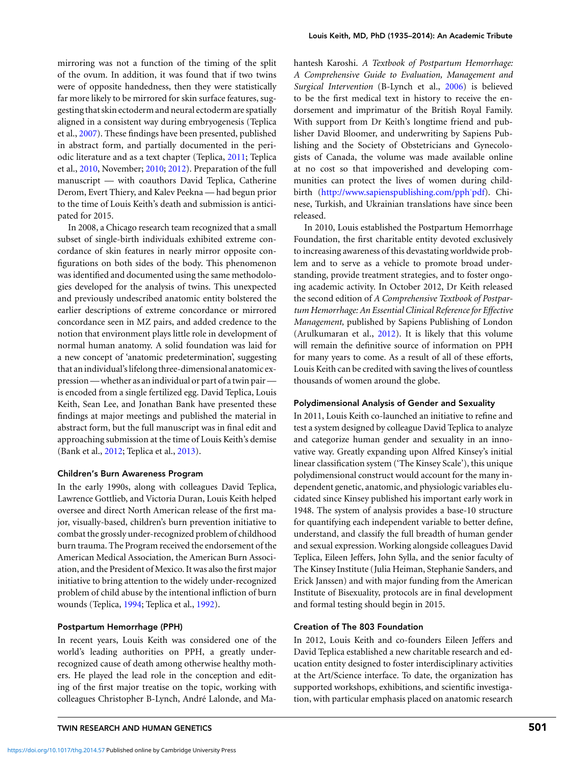mirroring was not a function of the timing of the split of the ovum. In addition, it was found that if two twins were of opposite handedness, then they were statistically far more likely to be mirrored for skin surface features, suggesting that skin ectoderm and neural ectoderm are spatially aligned in a consistent way during embryogenesis (Teplica et al., 2007). These findings have been presented, published in abstract form, and partially documented in the periodic literature and as a text chapter (Teplica, 2011; Teplica et al., 2010, November; 2010; 2012). Preparation of the full manuscript — with coauthors David Teplica, Catherine Derom, Evert Thiery, and Kalev Peekna — had begun prior to the time of Louis Keith's death and submission is anticipated for 2015.

In 2008, a Chicago research team recognized that a small subset of single-birth individuals exhibited extreme concordance of skin features in nearly mirror opposite configurations on both sides of the body. This phenomenon was identified and documented using the same methodologies developed for the analysis of twins. This unexpected and previously undescribed anatomic entity bolstered the earlier descriptions of extreme concordance or mirrored concordance seen in MZ pairs, and added credence to the notion that environment plays little role in development of normal human anatomy. A solid foundation was laid for a new concept of 'anatomic predetermination', suggesting that an individual's lifelong three-dimensional anatomic expression — whether as an individual or part of a twin pair — is encoded from a single fertilized egg. David Teplica, Louis Keith, Sean Lee, and Jonathan Bank have presented these findings at major meetings and published the material in abstract form, but the full manuscript was in final edit and approaching submission at the time of Louis Keith's demise (Bank et al., 2012; Teplica et al., 2013).

### Children's Burn Awareness Program

In the early 1990s, along with colleagues David Teplica, Lawrence Gottlieb, and Victoria Duran, Louis Keith helped oversee and direct North American release of the first major, visually-based, children's burn prevention initiative to combat the grossly under-recognized problem of childhood burn trauma. The Program received the endorsement of the American Medical Association, the American Burn Association, and the President of Mexico. It was also the first major initiative to bring attention to the widely under-recognized problem of child abuse by the intentional infliction of burn wounds (Teplica, 1994; Teplica et al., 1992).

### Postpartum Hemorrhage (PPH)

In recent years, Louis Keith was considered one of the world's leading authorities on PPH, a greatly under-recognized cause of death among otherwise healthy mothers. He played the lead role in the conception and editing of the first major treatise on the topic, working with colleagues Christopher B-Lynch, André Lalonde, and Mahantesh Karoshi. *A Textbook of Postpartum Hemorrhage: A Comprehensive Guide to Evaluation, Management and Surgical Intervention* (B-Lynch et al., 2006) is believed to be the first medical text in history to receive the endorsement and imprimatur of the British Royal Family. With support from Dr Keith's longtime friend and publisher David Bloomer, and underwriting by Sapiens Publishing and the Society of Obstetricians and Gynecologists of Canada, the volume was made available online at no cost so that impoverished and developing communities can protect the lives of women during childbirth (http://www.sapienspublishing.com/pph˙pdf). Chinese, Turkish, and Ukrainian translations have since been released.

In 2010, Louis established the Postpartum Hemorrhage Foundation, the first charitable entity devoted exclusively to increasing awareness of this devastating worldwide problem and to serve as a vehicle to promote broad understanding, provide treatment strategies, and to foster ongoing academic activity. In October 2012, Dr Keith released the second edition of *A Comprehensive Textbook of Postpartum Hemorrhage: An Essential Clinical Reference for Effective Management,* published by Sapiens Publishing of London (Arulkumaran et al., 2012). It is likely that this volume will remain the definitive source of information on PPH for many years to come. As a result of all of these efforts, Louis Keith can be credited with saving the lives of countless thousands of women around the globe.

### Polydimensional Analysis of Gender and Sexuality

In 2011, Louis Keith co-launched an initiative to refine and test a system designed by colleague David Teplica to analyze and categorize human gender and sexuality in an innovative way. Greatly expanding upon Alfred Kinsey's initial linear classification system ('The Kinsey Scale'), this unique polydimensional construct would account for the many independent genetic, anatomic, and physiologic variables elucidated since Kinsey published his important early work in 1948. The system of analysis provides a base-10 structure for quantifying each independent variable to better define, understand, and classify the full breadth of human gender and sexual expression. Working alongside colleagues David Teplica, Eileen Jeffers, John Sylla, and the senior faculty of The Kinsey Institute (Julia Heiman, Stephanie Sanders, and Erick Janssen) and with major funding from the American Institute of Bisexuality, protocols are in final development and formal testing should begin in 2015.

### Creation of The 803 Foundation

In 2012, Louis Keith and co-founders Eileen Jeffers and David Teplica established a new charitable research and education entity designed to foster interdisciplinary activities at the Art/Science interface. To date, the organization has supported workshops, exhibitions, and scientific investigation, with particular emphasis placed on anatomic research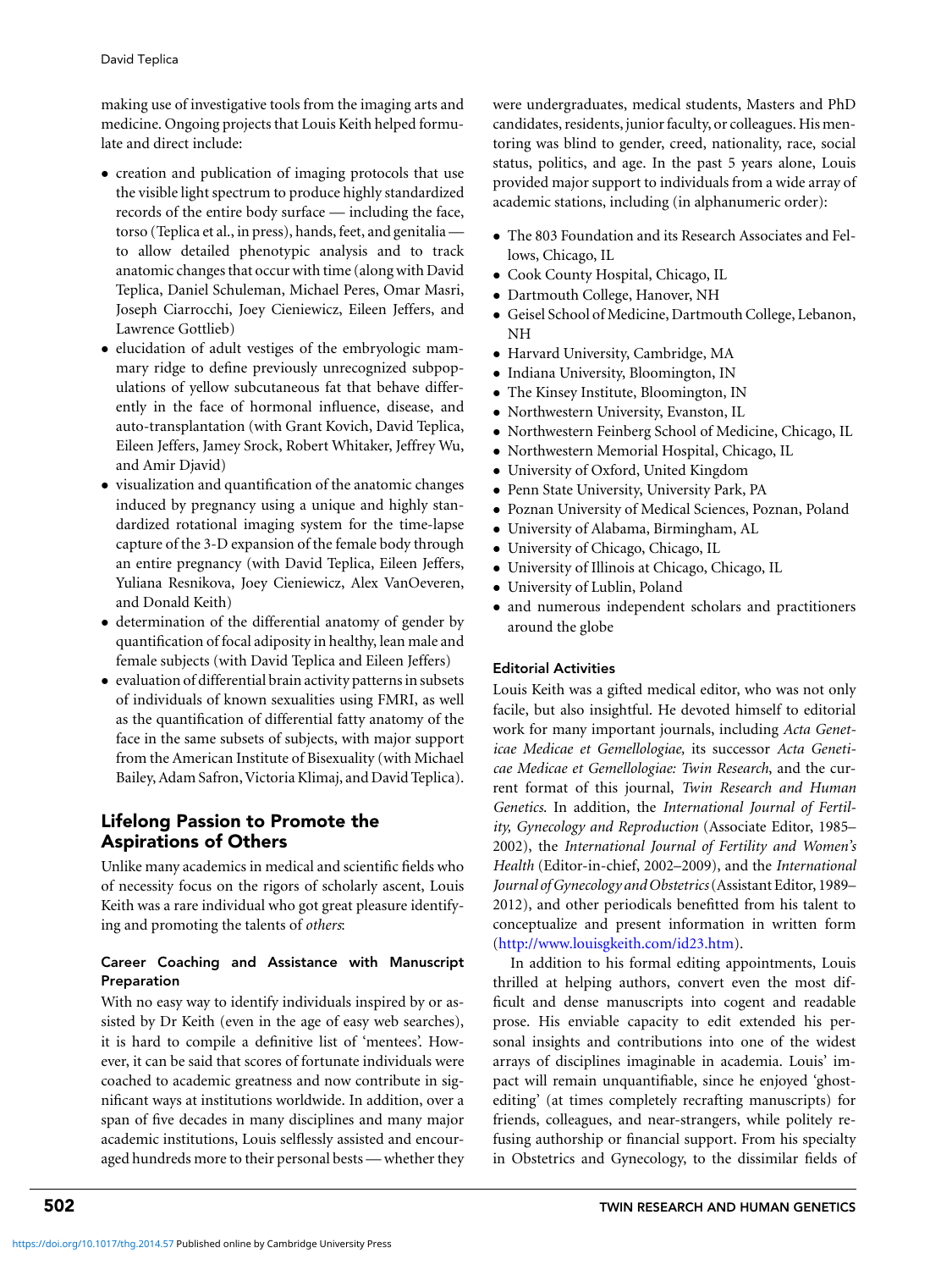making use of investigative tools from the imaging arts and medicine. Ongoing projects that Louis Keith helped formulate and direct include:

- creation and publication of imaging protocols that use the visible light spectrum to produce highly standardized records of the entire body surface — including the face, torso (Teplica et al., in press), hands, feet, and genitalia — to allow detailed phenotypic analysis and to track anatomic changes that occur with time (along with David Teplica, Daniel Schuleman, Michael Peres, Omar Masri, Joseph Ciarrocchi, Joey Cieniewicz, Eileen Jeffers, and Lawrence Gottlieb)
- elucidation of adult vestiges of the embryologic mammary ridge to define previously unrecognized subpopulations of yellow subcutaneous fat that behave differently in the face of hormonal influence, disease, and auto-transplantation (with Grant Kovich, David Teplica, Eileen Jeffers, Jamey Srock, Robert Whitaker, Jeffrey Wu, and Amir Djavid)
- visualization and quantification of the anatomic changes induced by pregnancy using a unique and highly standardized rotational imaging system for the time-lapse capture of the 3-D expansion of the female body through an entire pregnancy (with David Teplica, Eileen Jeffers, Yuliana Resnikova, Joey Cieniewicz, Alex VanOeveren, and Donald Keith)
- determination of the differential anatomy of gender by quantification of focal adiposity in healthy, lean male and female subjects (with David Teplica and Eileen Jeffers)
- evaluation of differential brain activity patterns in subsets of individuals of known sexualities using FMRI, as well as the quantification of differential fatty anatomy of the face in the same subsets of subjects, with major support from the American Institute of Bisexuality (with Michael Bailey, Adam Safron, Victoria Klimaj, and David Teplica).

## Lifelong Passion to Promote the Aspirations of Others

Unlike many academics in medical and scientific fields who of necessity focus on the rigors of scholarly ascent, Louis Keith was a rare individual who got great pleasure identifying and promoting the talents of *others*:

### Career Coaching and Assistance with Manuscript Preparation

With no easy way to identify individuals inspired by or assisted by Dr Keith (even in the age of easy web searches), it is hard to compile a definitive list of 'mentees'. However, it can be said that scores of fortunate individuals were coached to academic greatness and now contribute in significant ways at institutions worldwide. In addition, over a span of five decades in many disciplines and many major academic institutions, Louis selflessly assisted and encouraged hundreds more to their personal bests — whether they were undergraduates, medical students, Masters and PhD candidates, residents, junior faculty, or colleagues. His mentoring was blind to gender, creed, nationality, race, social status, politics, and age. In the past 5 years alone, Louis provided major support to individuals from a wide array of academic stations, including (in alphanumeric order):

- The 803 Foundation and its Research Associates and Fellows, Chicago, IL
- Cook County Hospital, Chicago, IL
- Dartmouth College, Hanover, NH
- Geisel School of Medicine, Dartmouth College, Lebanon, NH
- Harvard University, Cambridge, MA
- Indiana University, Bloomington, IN
- The Kinsey Institute, Bloomington, IN
- Northwestern University, Evanston, IL
- Northwestern Feinberg School of Medicine, Chicago, IL
- Northwestern Memorial Hospital, Chicago, IL
- University of Oxford, United Kingdom
- Penn State University, University Park, PA
- Poznan University of Medical Sciences, Poznan, Poland
- University of Alabama, Birmingham, AL
- University of Chicago, Chicago, IL
- University of Illinois at Chicago, Chicago, IL
- University of Lublin, Poland
- and numerous independent scholars and practitioners around the globe

### Editorial Activities

Louis Keith was a gifted medical editor, who was not only facile, but also insightful. He devoted himself to editorial work for many important journals, including *Acta Geneticae Medicae et Gemellologiae,* its successor *Acta Geneticae Medicae et Gemellologiae: Twin Research*, and the current format of this journal, *Twin Research and Human Genetics*. In addition, the *International Journal of Fertility, Gynecology and Reproduction* (Associate Editor, 1985–2002), the *International Journal of Fertility and Women's Health* (Editor-in-chief, 2002–2009), and the *International Journal of Gynecology and Obstetrics* (Assistant Editor, 1989–2012), and other periodicals benefitted from his talent to conceptualize and present information in written form (http://www.louisgkeith.com/id23.htm).

In addition to his formal editing appointments, Louis thrilled at helping authors, convert even the most difficult and dense manuscripts into cogent and readable prose. His enviable capacity to edit extended his personal insights and contributions into one of the widest arrays of disciplines imaginable in academia. Louis' impact will remain unquantifiable, since he enjoyed 'ghost-editing' (at times completely recrafting manuscripts) for friends, colleagues, and near-strangers, while politely refusing authorship or financial support. From his specialty in Obstetrics and Gynecology, to the dissimilar fields of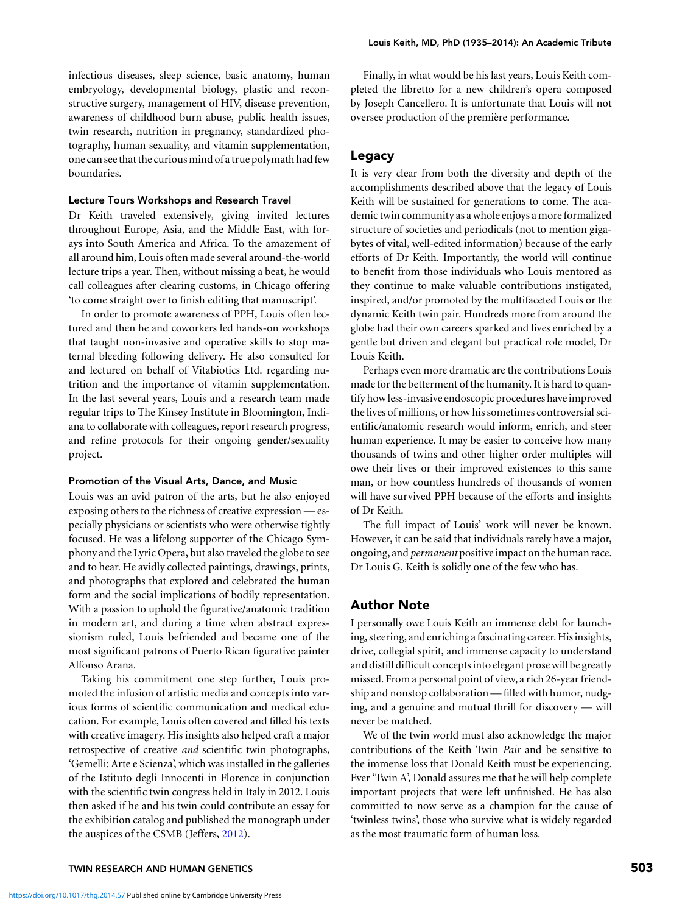infectious diseases, sleep science, basic anatomy, human embryology, developmental biology, plastic and reconstructive surgery, management of HIV, disease prevention, awareness of childhood burn abuse, public health issues, twin research, nutrition in pregnancy, standardized photography, human sexuality, and vitamin supplementation, one can see that the curious mind of a true polymath had few boundaries.

### Lecture Tours Workshops and Research Travel

Dr Keith traveled extensively, giving invited lectures throughout Europe, Asia, and the Middle East, with forays into South America and Africa. To the amazement of all around him, Louis often made several around-the-world lecture trips a year. Then, without missing a beat, he would call colleagues after clearing customs, in Chicago offering 'to come straight over to finish editing that manuscript'.

In order to promote awareness of PPH, Louis often lectured and then he and coworkers led hands-on workshops that taught non-invasive and operative skills to stop maternal bleeding following delivery. He also consulted for and lectured on behalf of Vitabiotics Ltd. regarding nutrition and the importance of vitamin supplementation. In the last several years, Louis and a research team made regular trips to The Kinsey Institute in Bloomington, Indiana to collaborate with colleagues, report research progress, and refine protocols for their ongoing gender/sexuality project.

### Promotion of the Visual Arts, Dance, and Music

Louis was an avid patron of the arts, but he also enjoyed exposing others to the richness of creative expression — especially physicians or scientists who were otherwise tightly focused. He was a lifelong supporter of the Chicago Symphony and the Lyric Opera, but also traveled the globe to see and to hear. He avidly collected paintings, drawings, prints, and photographs that explored and celebrated the human form and the social implications of bodily representation. With a passion to uphold the figurative/anatomic tradition in modern art, and during a time when abstract expressionism ruled, Louis befriended and became one of the most significant patrons of Puerto Rican figurative painter Alfonso Arana.

Taking his commitment one step further, Louis promoted the infusion of artistic media and concepts into various forms of scientific communication and medical education. For example, Louis often covered and filled his texts with creative imagery. His insights also helped craft a major retrospective of creative *and* scientific twin photographs, 'Gemelli: Arte e Scienza', which was installed in the galleries of the Istituto degli Innocenti in Florence in conjunction with the scientific twin congress held in Italy in 2012. Louis then asked if he and his twin could contribute an essay for the exhibition catalog and published the monograph under the auspices of the CSMB (Jeffers, 2012).

Finally, in what would be his last years, Louis Keith completed the libretto for a new children's opera composed by Joseph Cancellero. It is unfortunate that Louis will not oversee production of the première performance.

## Legacy

It is very clear from both the diversity and depth of the accomplishments described above that the legacy of Louis Keith will be sustained for generations to come. The academic twin community as a whole enjoys a more formalized structure of societies and periodicals (not to mention gigabytes of vital, well-edited information) because of the early efforts of Dr Keith. Importantly, the world will continue to benefit from those individuals who Louis mentored as they continue to make valuable contributions instigated, inspired, and/or promoted by the multifaceted Louis or the dynamic Keith twin pair. Hundreds more from around the globe had their own careers sparked and lives enriched by a gentle but driven and elegant but practical role model, Dr Louis Keith.

Perhaps even more dramatic are the contributions Louis made for the betterment of the humanity. It is hard to quantify how less-invasive endoscopic procedures have improved the lives of millions, or how his sometimes controversial scientific/anatomic research would inform, enrich, and steer human experience. It may be easier to conceive how many thousands of twins and other higher order multiples will owe their lives or their improved existences to this same man, or how countless hundreds of thousands of women will have survived PPH because of the efforts and insights of Dr Keith.

The full impact of Louis' work will never be known. However, it can be said that individuals rarely have a major, ongoing, and *permanent* positive impact on the human race. Dr Louis G. Keith is solidly one of the few who has.

## Author Note

I personally owe Louis Keith an immense debt for launching, steering, and enriching a fascinating career. His insights, drive, collegial spirit, and immense capacity to understand and distill difficult concepts into elegant prose will be greatly missed. From a personal point of view, a rich 26-year friendship and nonstop collaboration — filled with humor, nudging, and a genuine and mutual thrill for discovery — will never be matched.

We of the twin world must also acknowledge the major contributions of the Keith Twin *Pair* and be sensitive to the immense loss that Donald Keith must be experiencing. Ever 'Twin A', Donald assures me that he will help complete important projects that were left unfinished. He has also committed to now serve as a champion for the cause of 'twinless twins', those who survive what is widely regarded as the most traumatic form of human loss.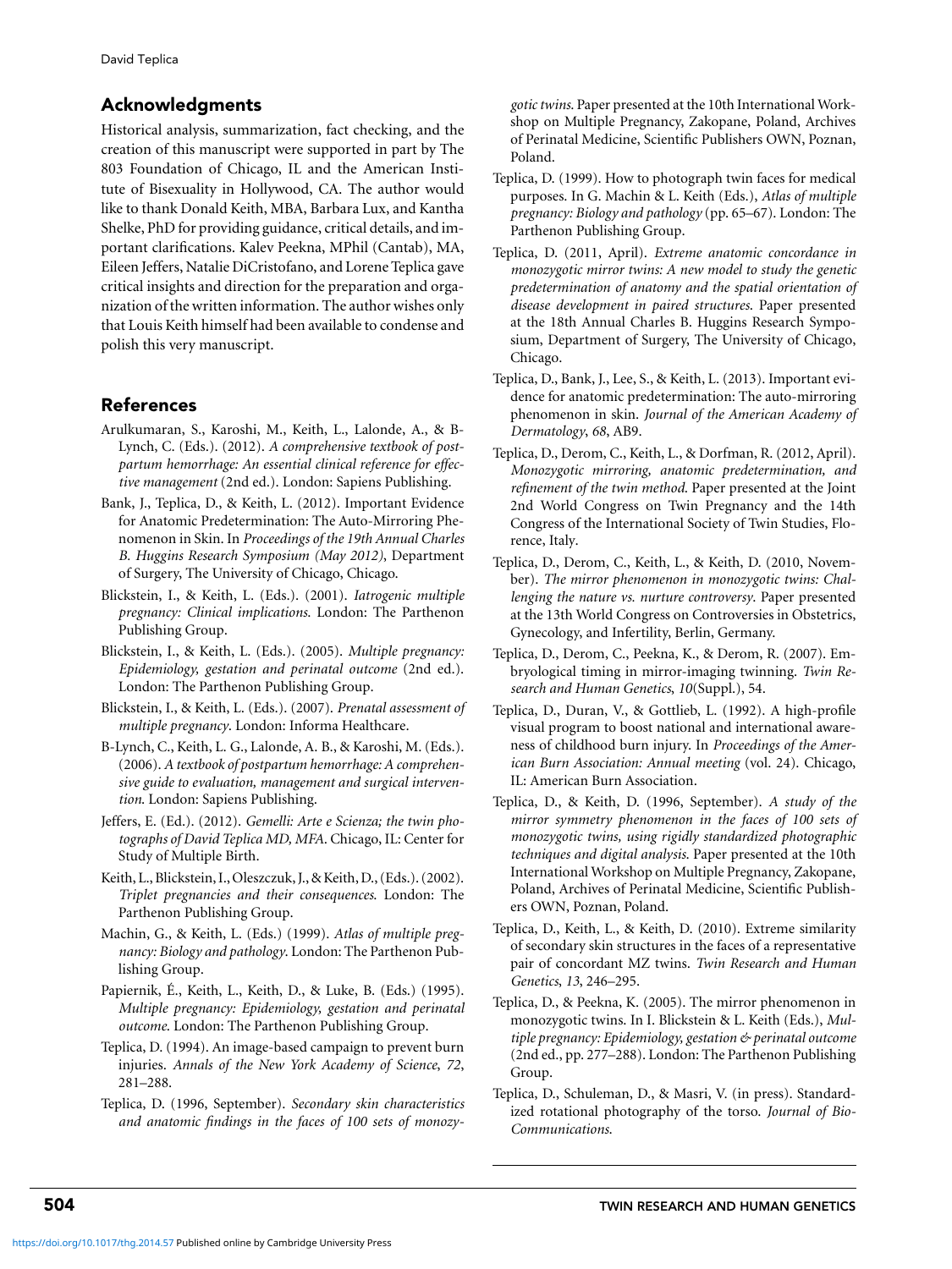## Acknowledgments

Historical analysis, summarization, fact checking, and the creation of this manuscript were supported in part by The 803 Foundation of Chicago, IL and the American Institute of Bisexuality in Hollywood, CA. The author would like to thank Donald Keith, MBA, Barbara Lux, and Kantha Shelke, PhD for providing guidance, critical details, and important clarifications. Kalev Peekna, MPhil (Cantab), MA, Eileen Jeffers, Natalie DiCristofano, and Lorene Teplica gave critical insights and direction for the preparation and organization of the written information. The author wishes only that Louis Keith himself had been available to condense and polish this very manuscript.

## References

Arulkumaran, S., Karoshi, M., Keith, L., Lalonde, A., & B-Lynch, C. (Eds.). (2012). *A comprehensive textbook of postpartum hemorrhage: An essential clinical reference for effective management* (2nd ed.). London: Sapiens Publishing.

Bank, J., Teplica, D., & Keith, L. (2012). Important Evidence for Anatomic Predetermination: The Auto-Mirroring Phenomenon in Skin. In *Proceedings of the 19th Annual Charles B. Huggins Research Symposium (May 2012)*, Department of Surgery, The University of Chicago, Chicago.

Blickstein, I., & Keith, L. (Eds.). (2001). *Iatrogenic multiple pregnancy: Clinical implications*. London: The Parthenon Publishing Group.

Blickstein, I., & Keith, L. (Eds.). (2005). *Multiple pregnancy: Epidemiology, gestation and perinatal outcome* (2nd ed.). London: The Parthenon Publishing Group.

Blickstein, I., & Keith, L. (Eds.). (2007). *Prenatal assessment of multiple pregnancy*. London: Informa Healthcare.

B-Lynch, C., Keith, L. G., Lalonde, A. B., & Karoshi, M. (Eds.). (2006). *A textbook of postpartum hemorrhage: A comprehensive guide to evaluation, management and surgical intervention*. London: Sapiens Publishing.

Jeffers, E. (Ed.). (2012). *Gemelli: Arte e Scienza; the twin photographs of David Teplica MD, MFA*. Chicago, IL: Center for Study of Multiple Birth.

Keith, L., Blickstein, I., Oleszczuk, J., & Keith, D., (Eds.). (2002). *Triplet pregnancies and their consequences*. London: The Parthenon Publishing Group.

Machin, G., & Keith, L. (Eds.) (1999). *Atlas of multiple pregnancy: Biology and pathology*. London: The Parthenon Publishing Group.

Papiernik, É., Keith, L., Keith, D., & Luke, B. (Eds.) (1995). *Multiple pregnancy: Epidemiology, gestation and perinatal outcome*. London: The Parthenon Publishing Group.

Teplica, D. (1994). An image-based campaign to prevent burn injuries. *Annals of the New York Academy of Science*, *72*, 281–288.

Teplica, D. (1996, September). *Secondary skin characteristics and anatomic findings in the faces of 100 sets of monozygotic twins*. Paper presented at the 10th International Workshop on Multiple Pregnancy, Zakopane, Poland, Archives of Perinatal Medicine, Scientific Publishers OWN, Poznan, Poland.

Teplica, D. (1999). How to photograph twin faces for medical purposes. In G. Machin & L. Keith (Eds.), *Atlas of multiple pregnancy: Biology and pathology* (pp. 65–67). London: The Parthenon Publishing Group.

Teplica, D. (2011, April). *Extreme anatomic concordance in monozygotic mirror twins: A new model to study the genetic predetermination of anatomy and the spatial orientation of disease development in paired structures*. Paper presented at the 18th Annual Charles B. Huggins Research Symposium, Department of Surgery, The University of Chicago, Chicago.

Teplica, D., Bank, J., Lee, S., & Keith, L. (2013). Important evidence for anatomic predetermination: The auto-mirroring phenomenon in skin. *Journal of the American Academy of Dermatology*, *68*, AB9.

Teplica, D., Derom, C., Keith, L., & Dorfman, R. (2012, April). *Monozygotic mirroring, anatomic predetermination, and refinement of the twin method*. Paper presented at the Joint 2nd World Congress on Twin Pregnancy and the 14th Congress of the International Society of Twin Studies, Florence, Italy.

Teplica, D., Derom, C., Keith, L., & Keith, D. (2010, November). *The mirror phenomenon in monozygotic twins: Challenging the nature vs. nurture controversy*. Paper presented at the 13th World Congress on Controversies in Obstetrics, Gynecology, and Infertility, Berlin, Germany.

Teplica, D., Derom, C., Peekna, K., & Derom, R. (2007). Embryological timing in mirror-imaging twinning. *Twin Research and Human Genetics*, *10*(Suppl.), 54.

Teplica, D., Duran, V., & Gottlieb, L. (1992). A high-profile visual program to boost national and international awareness of childhood burn injury. In *Proceedings of the American Burn Association: Annual meeting* (vol. 24). Chicago, IL: American Burn Association.

Teplica, D., & Keith, D. (1996, September). *A study of the mirror symmetry phenomenon in the faces of 100 sets of monozygotic twins, using rigidly standardized photographic techniques and digital analysis*. Paper presented at the 10th International Workshop on Multiple Pregnancy, Zakopane, Poland, Archives of Perinatal Medicine, Scientific Publishers OWN, Poznan, Poland.

Teplica, D., Keith, L., & Keith, D. (2010). Extreme similarity of secondary skin structures in the faces of a representative pair of concordant MZ twins. *Twin Research and Human Genetics*, *13*, 246–295.

Teplica, D., & Peekna, K. (2005). The mirror phenomenon in monozygotic twins. In I. Blickstein & L. Keith (Eds.), *Multiple pregnancy: Epidemiology, gestation & perinatal outcome* (2nd ed., pp. 277–288). London: The Parthenon Publishing Group.

Teplica, D., Schuleman, D., & Masri, V. (in press). Standardized rotational photography of the torso. *Journal of BioCommunications*.